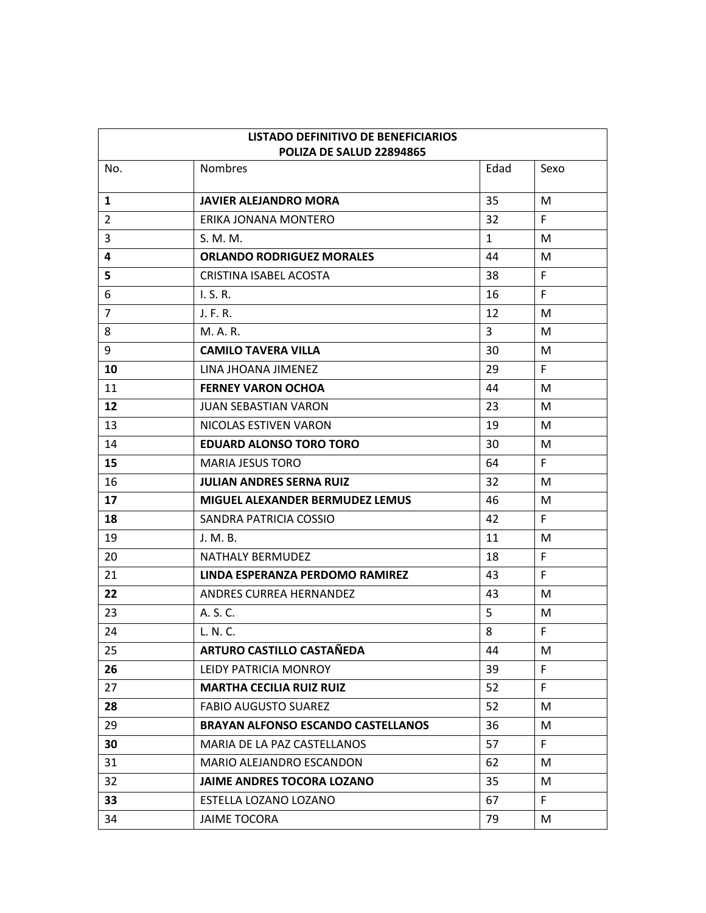| LISTADO DEFINITIVO DE BENEFICIARIOS<br>POLIZA DE SALUD 22894865 | | | |
|---|---|---|---|
| No. | Nombres | Edad | Sexo |
| **1** | **JAVIER ALEJANDRO MORA** | 35 | M |
| 2 | ERIKA JONANA MONTERO | 32 | F |
| 3 | S. M. M. | 1 | M |
| **4** | **ORLANDO RODRIGUEZ MORALES** | 44 | M |
| **5** | CRISTINA ISABEL ACOSTA | 38 | F |
| 6 | I. S. R. | 16 | F |
| 7 | J. F. R. | 12 | M |
| 8 | M. A. R. | 3 | M |
| 9 | **CAMILO TAVERA VILLA** | 30 | M |
| **10** | LINA JHOANA JIMENEZ | 29 | F |
| 11 | **FERNEY VARON OCHOA** | 44 | M |
| **12** | JUAN SEBASTIAN VARON | 23 | M |
| 13 | NICOLAS ESTIVEN VARON | 19 | M |
| 14 | **EDUARD ALONSO TORO TORO** | 30 | M |
| **15** | MARIA JESUS TORO | 64 | F |
| 16 | **JULIAN ANDRES SERNA RUIZ** | 32 | M |
| **17** | **MIGUEL ALEXANDER BERMUDEZ LEMUS** | 46 | M |
| **18** | SANDRA PATRICIA COSSIO | 42 | F |
| 19 | J. M. B. | 11 | M |
| 20 | NATHALY BERMUDEZ | 18 | F |
| 21 | **LINDA ESPERANZA PERDOMO RAMIREZ** | 43 | F |
| **22** | ANDRES CURREA HERNANDEZ | 43 | M |
| 23 | A. S. C. | 5 | M |
| 24 | L. N. C. | 8 | F |
| 25 | **ARTURO CASTILLO CASTAÑEDA** | 44 | M |
| **26** | LEIDY PATRICIA MONROY | 39 | F |
| 27 | **MARTHA CECILIA RUIZ RUIZ** | 52 | F |
| **28** | FABIO AUGUSTO SUAREZ | 52 | M |
| 29 | **BRAYAN ALFONSO ESCANDO CASTELLANOS** | 36 | M |
| **30** | MARIA DE LA PAZ CASTELLANOS | 57 | F |
| 31 | MARIO ALEJANDRO ESCANDON | 62 | M |
| 32 | **JAIME ANDRES TOCORA LOZANO** | 35 | M |
| **33** | ESTELLA LOZANO LOZANO | 67 | F |
| 34 | JAIME TOCORA | 79 | M |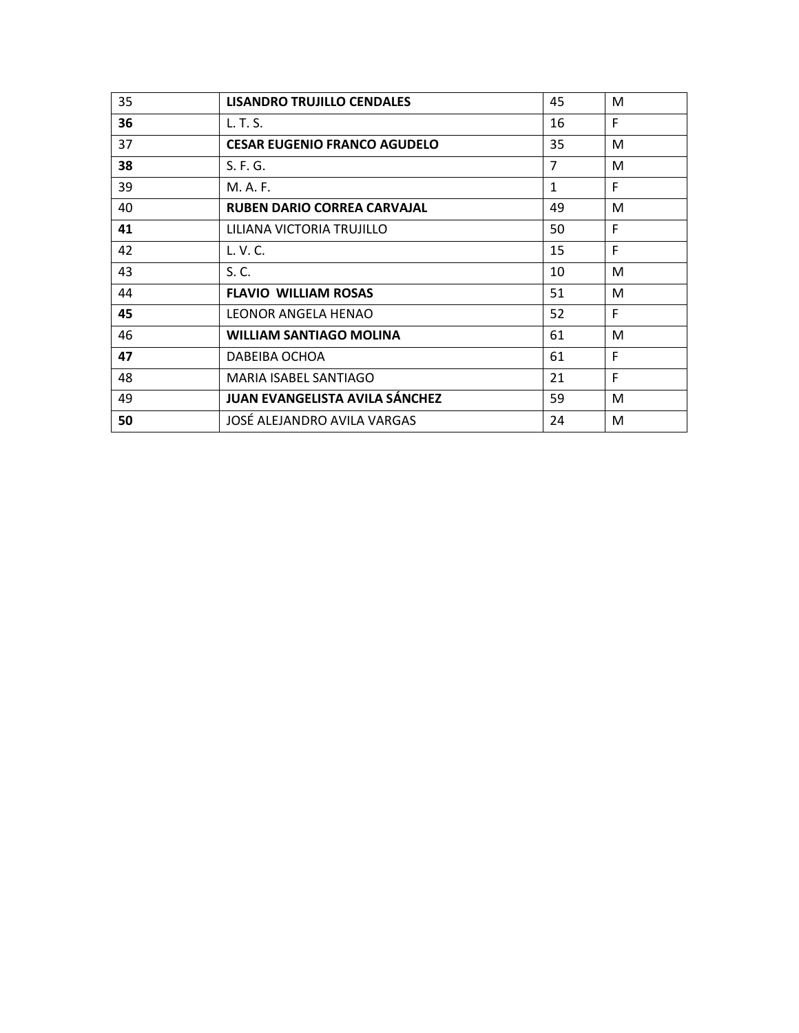| | | | |
|---|---|---|---|
| 35 | **LISANDRO TRUJILLO CENDALES** | 45 | M |
| **36** | L. T. S. | 16 | F |
| 37 | **CESAR EUGENIO FRANCO AGUDELO** | 35 | M |
| **38** | S. F. G. | 7 | M |
| 39 | M. A. F. | 1 | F |
| 40 | **RUBEN DARIO CORREA CARVAJAL** | 49 | M |
| **41** | LILIANA VICTORIA TRUJILLO | 50 | F |
| 42 | L. V. C. | 15 | F |
| 43 | S. C. | 10 | M |
| 44 | **FLAVIO WILLIAM ROSAS** | 51 | M |
| **45** | LEONOR ANGELA HENAO | 52 | F |
| 46 | **WILLIAM SANTIAGO MOLINA** | 61 | M |
| **47** | DABEIBA OCHOA | 61 | F |
| 48 | MARIA ISABEL SANTIAGO | 21 | F |
| 49 | **JUAN EVANGELISTA AVILA SÁNCHEZ** | 59 | M |
| **50** | JOSÉ ALEJANDRO AVILA VARGAS | 24 | M |